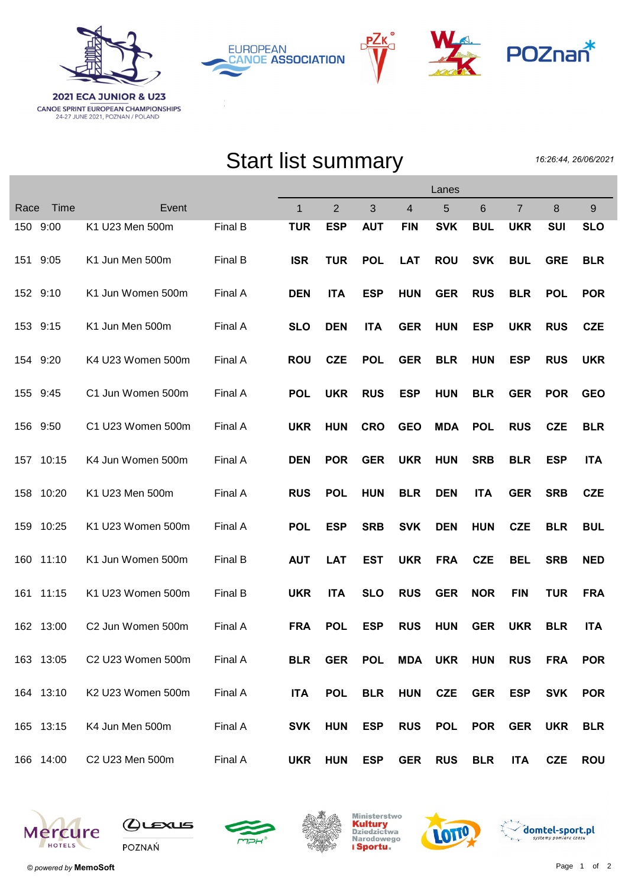2021 ECA JUNIOR & U23
CANOE SPRINT EUROPEAN CHAMPIONSHIPS
24-27 JUNE 2021, POZNAN / POLAND

# Start list summary

*16:26:44, 26/06/2021*

| Race | Time | Event | | Lanes 1 | 2 | 3 | 4 | 5 | 6 | 7 | 8 | 9 |
|---|---|---|---|---|---|---|---|---|---|---|---|---|
| 150 | 9:00 | K1 U23 Men 500m | Final B | **TUR** | **ESP** | **AUT** | **FIN** | **SVK** | **BUL** | **UKR** | **SUI** | **SLO** |
| 151 | 9:05 | K1 Jun Men 500m | Final B | **ISR** | **TUR** | **POL** | **LAT** | **ROU** | **SVK** | **BUL** | **GRE** | **BLR** |
| 152 | 9:10 | K1 Jun Women 500m | Final A | **DEN** | **ITA** | **ESP** | **HUN** | **GER** | **RUS** | **BLR** | **POL** | **POR** |
| 153 | 9:15 | K1 Jun Men 500m | Final A | **SLO** | **DEN** | **ITA** | **GER** | **HUN** | **ESP** | **UKR** | **RUS** | **CZE** |
| 154 | 9:20 | K4 U23 Women 500m | Final A | **ROU** | **CZE** | **POL** | **GER** | **BLR** | **HUN** | **ESP** | **RUS** | **UKR** |
| 155 | 9:45 | C1 Jun Women 500m | Final A | **POL** | **UKR** | **RUS** | **ESP** | **HUN** | **BLR** | **GER** | **POR** | **GEO** |
| 156 | 9:50 | C1 U23 Women 500m | Final A | **UKR** | **HUN** | **CRO** | **GEO** | **MDA** | **POL** | **RUS** | **CZE** | **BLR** |
| 157 | 10:15 | K4 Jun Women 500m | Final A | **DEN** | **POR** | **GER** | **UKR** | **HUN** | **SRB** | **BLR** | **ESP** | **ITA** |
| 158 | 10:20 | K1 U23 Men 500m | Final A | **RUS** | **POL** | **HUN** | **BLR** | **DEN** | **ITA** | **GER** | **SRB** | **CZE** |
| 159 | 10:25 | K1 U23 Women 500m | Final A | **POL** | **ESP** | **SRB** | **SVK** | **DEN** | **HUN** | **CZE** | **BLR** | **BUL** |
| 160 | 11:10 | K1 Jun Women 500m | Final B | **AUT** | **LAT** | **EST** | **UKR** | **FRA** | **CZE** | **BEL** | **SRB** | **NED** |
| 161 | 11:15 | K1 U23 Women 500m | Final B | **UKR** | **ITA** | **SLO** | **RUS** | **GER** | **NOR** | **FIN** | **TUR** | **FRA** |
| 162 | 13:00 | C2 Jun Women 500m | Final A | **FRA** | **POL** | **ESP** | **RUS** | **HUN** | **GER** | **UKR** | **BLR** | **ITA** |
| 163 | 13:05 | C2 U23 Women 500m | Final A | **BLR** | **GER** | **POL** | **MDA** | **UKR** | **HUN** | **RUS** | **FRA** | **POR** |
| 164 | 13:10 | K2 U23 Women 500m | Final A | **ITA** | **POL** | **BLR** | **HUN** | **CZE** | **GER** | **ESP** | **SVK** | **POR** |
| 165 | 13:15 | K4 Jun Men 500m | Final A | **SVK** | **HUN** | **ESP** | **RUS** | **POL** | **POR** | **GER** | **UKR** | **BLR** |
| 166 | 14:00 | C2 U23 Men 500m | Final A | **UKR** | **HUN** | **ESP** | **GER** | **RUS** | **BLR** | **ITA** | **CZE** | **ROU** |

*© powered by* **MemoSoft**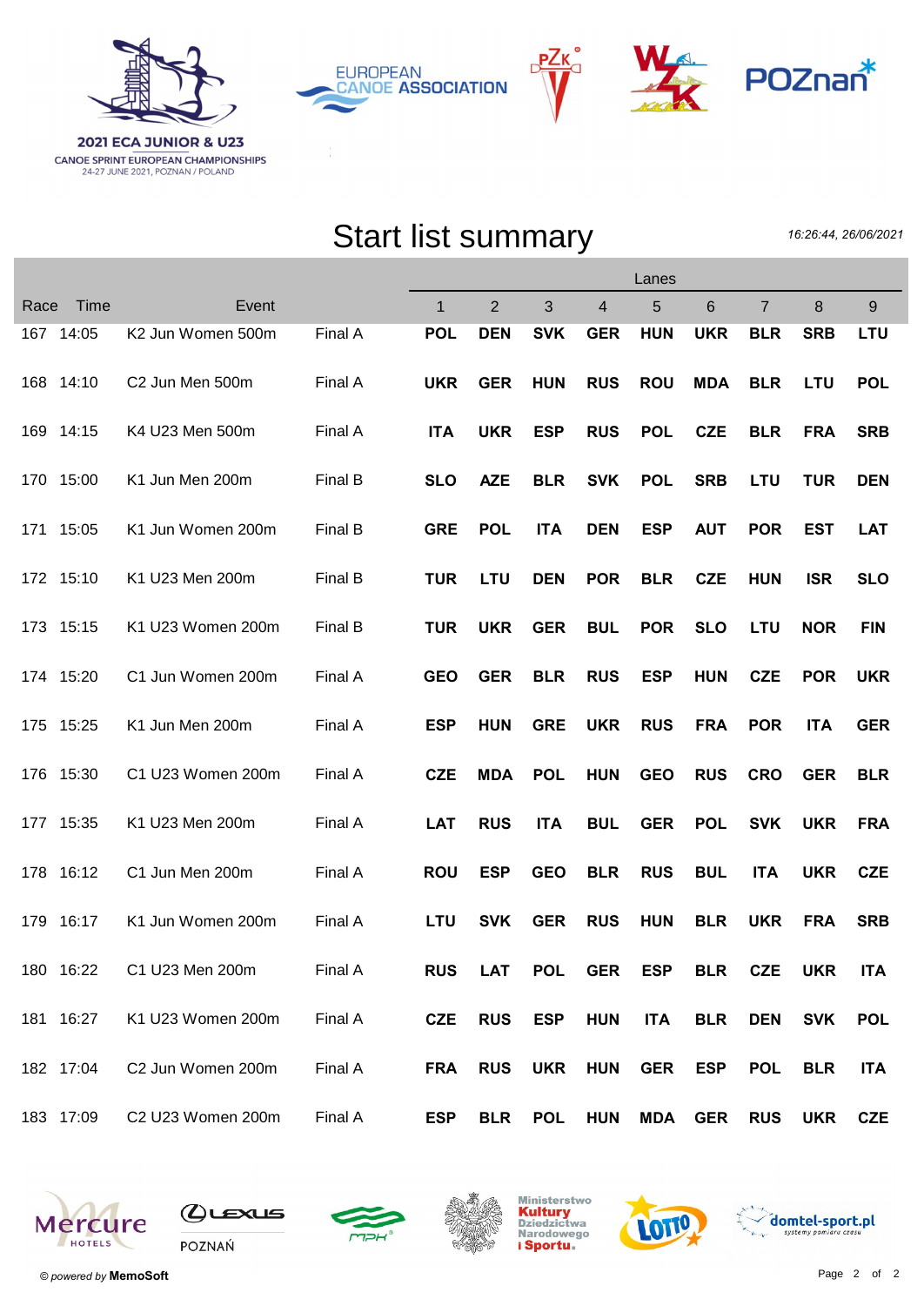2021 ECA JUNIOR & U23
CANOE SPRINT EUROPEAN CHAMPIONSHIPS
24-27 JUNE 2021, POZNAN / POLAND

EUROPEAN CANOE ASSOCIATION

# Start list summary

*16:26:44, 26/06/2021*

| Race | Time | Event | | Lanes | | | | | | | | |
|---|---|---|---|---|---|---|---|---|---|---|---|---|
| | | | | 1 | 2 | 3 | 4 | 5 | 6 | 7 | 8 | 9 |
| 167 | 14:05 | K2 Jun Women 500m | Final A | **POL** | **DEN** | **SVK** | **GER** | **HUN** | **UKR** | **BLR** | **SRB** | **LTU** |
| 168 | 14:10 | C2 Jun Men 500m | Final A | **UKR** | **GER** | **HUN** | **RUS** | **ROU** | **MDA** | **BLR** | **LTU** | **POL** |
| 169 | 14:15 | K4 U23 Men 500m | Final A | **ITA** | **UKR** | **ESP** | **RUS** | **POL** | **CZE** | **BLR** | **FRA** | **SRB** |
| 170 | 15:00 | K1 Jun Men 200m | Final B | **SLO** | **AZE** | **BLR** | **SVK** | **POL** | **SRB** | **LTU** | **TUR** | **DEN** |
| 171 | 15:05 | K1 Jun Women 200m | Final B | **GRE** | **POL** | **ITA** | **DEN** | **ESP** | **AUT** | **POR** | **EST** | **LAT** |
| 172 | 15:10 | K1 U23 Men 200m | Final B | **TUR** | **LTU** | **DEN** | **POR** | **BLR** | **CZE** | **HUN** | **ISR** | **SLO** |
| 173 | 15:15 | K1 U23 Women 200m | Final B | **TUR** | **UKR** | **GER** | **BUL** | **POR** | **SLO** | **LTU** | **NOR** | **FIN** |
| 174 | 15:20 | C1 Jun Women 200m | Final A | **GEO** | **GER** | **BLR** | **RUS** | **ESP** | **HUN** | **CZE** | **POR** | **UKR** |
| 175 | 15:25 | K1 Jun Men 200m | Final A | **ESP** | **HUN** | **GRE** | **UKR** | **RUS** | **FRA** | **POR** | **ITA** | **GER** |
| 176 | 15:30 | C1 U23 Women 200m | Final A | **CZE** | **MDA** | **POL** | **HUN** | **GEO** | **RUS** | **CRO** | **GER** | **BLR** |
| 177 | 15:35 | K1 U23 Men 200m | Final A | **LAT** | **RUS** | **ITA** | **BUL** | **GER** | **POL** | **SVK** | **UKR** | **FRA** |
| 178 | 16:12 | C1 Jun Men 200m | Final A | **ROU** | **ESP** | **GEO** | **BLR** | **RUS** | **BUL** | **ITA** | **UKR** | **CZE** |
| 179 | 16:17 | K1 Jun Women 200m | Final A | **LTU** | **SVK** | **GER** | **RUS** | **HUN** | **BLR** | **UKR** | **FRA** | **SRB** |
| 180 | 16:22 | C1 U23 Men 200m | Final A | **RUS** | **LAT** | **POL** | **GER** | **ESP** | **BLR** | **CZE** | **UKR** | **ITA** |
| 181 | 16:27 | K1 U23 Women 200m | Final A | **CZE** | **RUS** | **ESP** | **HUN** | **ITA** | **BLR** | **DEN** | **SVK** | **POL** |
| 182 | 17:04 | C2 Jun Women 200m | Final A | **FRA** | **RUS** | **UKR** | **HUN** | **GER** | **ESP** | **POL** | **BLR** | **ITA** |
| 183 | 17:09 | C2 U23 Women 200m | Final A | **ESP** | **BLR** | **POL** | **HUN** | **MDA** | **GER** | **RUS** | **UKR** | **CZE** |

*© powered by* **MemoSoft**